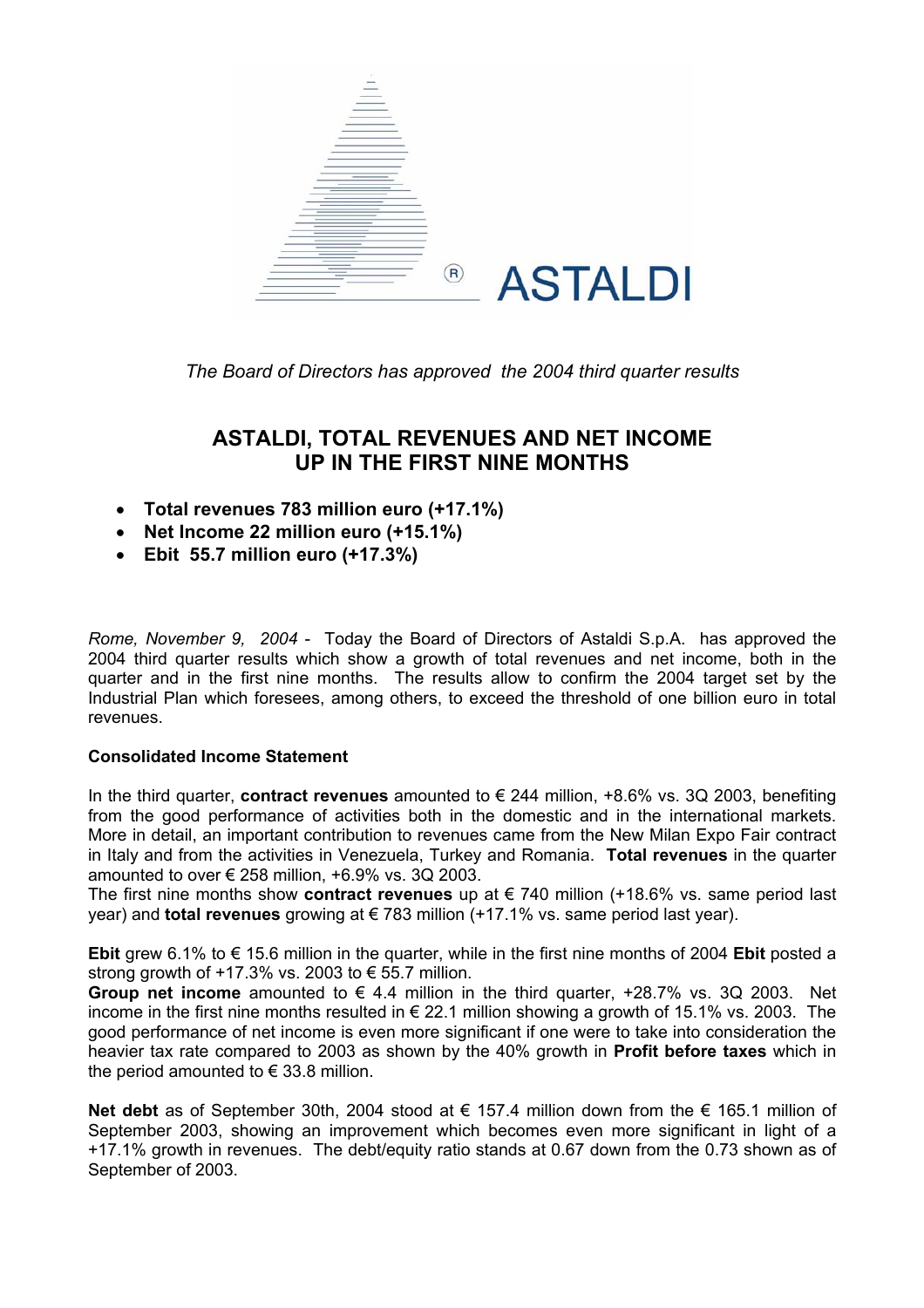ASTALDI

*The Board of Directors has approved the 2004 third quarter results*

# ASTALDI, TOTAL REVENUES AND NET INCOME UP IN THE FIRST NINE MONTHS

- **Total revenues 783 million euro (+17.1%)**
- **Net Income 22 million euro (+15.1%)**
- **Ebit 55.7 million euro (+17.3%)**

*Rome, November 9, 2004* - Today the Board of Directors of Astaldi S.p.A. has approved the 2004 third quarter results which show a growth of total revenues and net income, both in the quarter and in the first nine months. The results allow to confirm the 2004 target set by the Industrial Plan which foresees, among others, to exceed the threshold of one billion euro in total revenues.

**Consolidated Income Statement**

In the third quarter, **contract revenues** amounted to € 244 million, +8.6% vs. 3Q 2003, benefiting from the good performance of activities both in the domestic and in the international markets. More in detail, an important contribution to revenues came from the New Milan Expo Fair contract in Italy and from the activities in Venezuela, Turkey and Romania. **Total revenues** in the quarter amounted to over € 258 million, +6.9% vs. 3Q 2003.
The first nine months show **contract revenues** up at € 740 million (+18.6% vs. same period last year) and **total revenues** growing at € 783 million (+17.1% vs. same period last year).

**Ebit** grew 6.1% to € 15.6 million in the quarter, while in the first nine months of 2004 **Ebit** posted a strong growth of +17.3% vs. 2003 to € 55.7 million.
**Group net income** amounted to € 4.4 million in the third quarter, +28.7% vs. 3Q 2003. Net income in the first nine months resulted in € 22.1 million showing a growth of 15.1% vs. 2003. The good performance of net income is even more significant if one were to take into consideration the heavier tax rate compared to 2003 as shown by the 40% growth in **Profit before taxes** which in the period amounted to € 33.8 million.

**Net debt** as of September 30th, 2004 stood at € 157.4 million down from the € 165.1 million of September 2003, showing an improvement which becomes even more significant in light of a +17.1% growth in revenues. The debt/equity ratio stands at 0.67 down from the 0.73 shown as of September of 2003.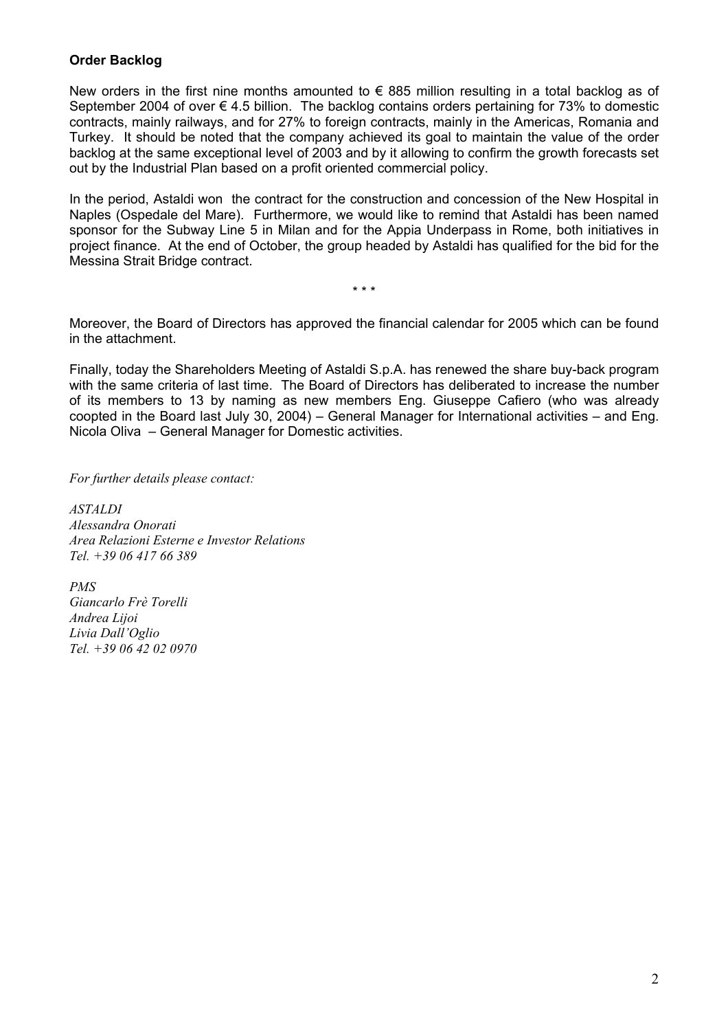**Order Backlog**

New orders in the first nine months amounted to € 885 million resulting in a total backlog as of September 2004 of over € 4.5 billion. The backlog contains orders pertaining for 73% to domestic contracts, mainly railways, and for 27% to foreign contracts, mainly in the Americas, Romania and Turkey. It should be noted that the company achieved its goal to maintain the value of the order backlog at the same exceptional level of 2003 and by it allowing to confirm the growth forecasts set out by the Industrial Plan based on a profit oriented commercial policy.

In the period, Astaldi won the contract for the construction and concession of the New Hospital in Naples (Ospedale del Mare). Furthermore, we would like to remind that Astaldi has been named sponsor for the Subway Line 5 in Milan and for the Appia Underpass in Rome, both initiatives in project finance. At the end of October, the group headed by Astaldi has qualified for the bid for the Messina Strait Bridge contract.

\* \* \*

Moreover, the Board of Directors has approved the financial calendar for 2005 which can be found in the attachment.

Finally, today the Shareholders Meeting of Astaldi S.p.A. has renewed the share buy-back program with the same criteria of last time. The Board of Directors has deliberated to increase the number of its members to 13 by naming as new members Eng. Giuseppe Cafiero (who was already coopted in the Board last July 30, 2004) – General Manager for International activities – and Eng. Nicola Oliva – General Manager for Domestic activities.

*For further details please contact:*

*ASTALDI*
*Alessandra Onorati*
*Area Relazioni Esterne e Investor Relations*
*Tel. +39 06 417 66 389*

*PMS*
*Giancarlo Frè Torelli*
*Andrea Lijoi*
*Livia Dall'Oglio*
*Tel. +39 06 42 02 0970*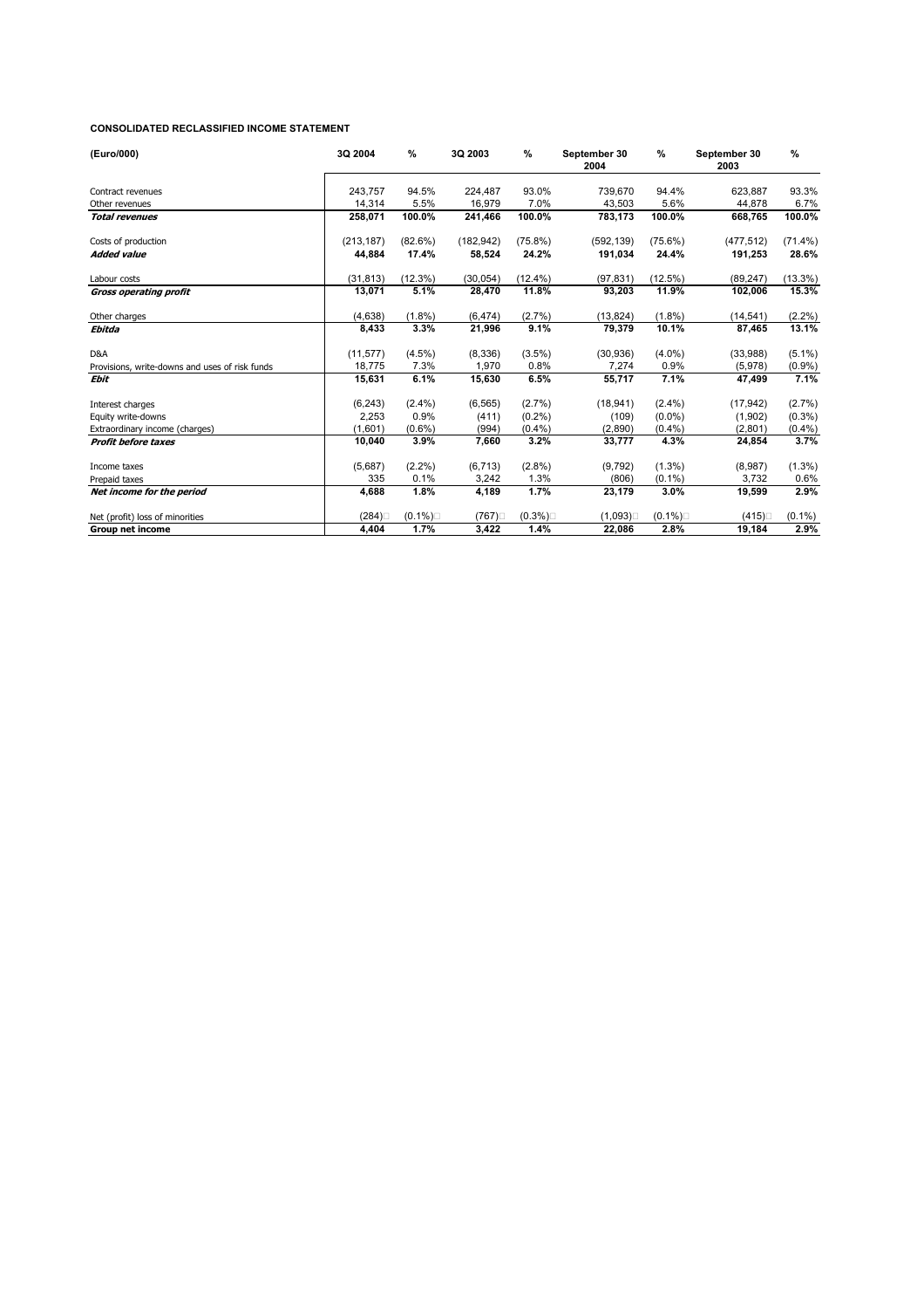**CONSOLIDATED RECLASSIFIED INCOME STATEMENT**

| (Euro/000) | 3Q 2004 | % | 3Q 2003 | % | September 30 2004 | % | September 30 2003 | % |
|---|---|---|---|---|---|---|---|---|
| Contract revenues | 243,757 | 94.5% | 224,487 | 93.0% | 739,670 | 94.4% | 623,887 | 93.3% |
| Other revenues | 14,314 | 5.5% | 16,979 | 7.0% | 43,503 | 5.6% | 44,878 | 6.7% |
| ***Total revenues*** | **258,071** | **100.0%** | **241,466** | **100.0%** | **783,173** | **100.0%** | **668,765** | **100.0%** |
| Costs of production | (213,187) | (82.6%) | (182,942) | (75.8%) | (592,139) | (75.6%) | (477,512) | (71.4%) |
| ***Added value*** | **44,884** | **17.4%** | **58,524** | **24.2%** | **191,034** | **24.4%** | **191,253** | **28.6%** |
| Labour costs | (31,813) | (12.3%) | (30,054) | (12.4%) | (97,831) | (12.5%) | (89,247) | (13.3%) |
| ***Gross operating profit*** | **13,071** | **5.1%** | **28,470** | **11.8%** | **93,203** | **11.9%** | **102,006** | **15.3%** |
| Other charges | (4,638) | (1.8%) | (6,474) | (2.7%) | (13,824) | (1.8%) | (14,541) | (2.2%) |
| ***Ebitda*** | **8,433** | **3.3%** | **21,996** | **9.1%** | **79,379** | **10.1%** | **87,465** | **13.1%** |
| D&A | (11,577) | (4.5%) | (8,336) | (3.5%) | (30,936) | (4.0%) | (33,988) | (5.1%) |
| Provisions, write-downs and uses of risk funds | 18,775 | 7.3% | 1,970 | 0.8% | 7,274 | 0.9% | (5,978) | (0.9%) |
| ***Ebit*** | **15,631** | **6.1%** | **15,630** | **6.5%** | **55,717** | **7.1%** | **47,499** | **7.1%** |
| Interest charges | (6,243) | (2.4%) | (6,565) | (2.7%) | (18,941) | (2.4%) | (17,942) | (2.7%) |
| Equity write-downs | 2,253 | 0.9% | (411) | (0.2%) | (109) | (0.0%) | (1,902) | (0.3%) |
| Extraordinary income (charges) | (1,601) | (0.6%) | (994) | (0.4%) | (2,890) | (0.4%) | (2,801) | (0.4%) |
| ***Profit before taxes*** | **10,040** | **3.9%** | **7,660** | **3.2%** | **33,777** | **4.3%** | **24,854** | **3.7%** |
| Income taxes | (5,687) | (2.2%) | (6,713) | (2.8%) | (9,792) | (1.3%) | (8,987) | (1.3%) |
| Prepaid taxes | 335 | 0.1% | 3,242 | 1.3% | (806) | (0.1%) | 3,732 | 0.6% |
| ***Net income for the period*** | **4,688** | **1.8%** | **4,189** | **1.7%** | **23,179** | **3.0%** | **19,599** | **2.9%** |
| Net (profit) loss of minorities | (284) | (0.1%) | (767) | (0.3%) | (1,093) | (0.1%) | (415) | (0.1%) |
| **Group net income** | **4,404** | **1.7%** | **3,422** | **1.4%** | **22,086** | **2.8%** | **19,184** | **2.9%** |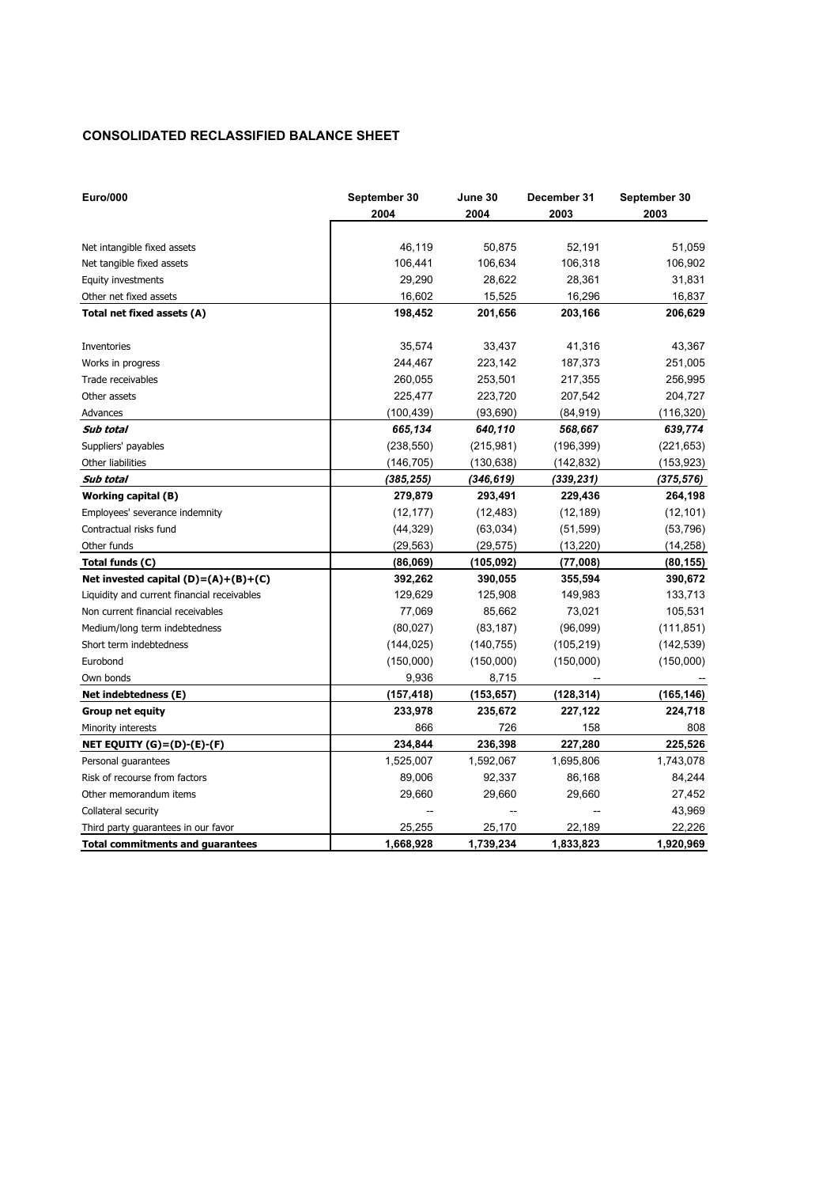## CONSOLIDATED RECLASSIFIED BALANCE SHEET

| Euro/000 | September 30 2004 | June 30 2004 | December 31 2003 | September 30 2003 |
|---|---|---|---|---|
| Net intangible fixed assets | 46,119 | 50,875 | 52,191 | 51,059 |
| Net tangible fixed assets | 106,441 | 106,634 | 106,318 | 106,902 |
| Equity investments | 29,290 | 28,622 | 28,361 | 31,831 |
| Other net fixed assets | 16,602 | 15,525 | 16,296 | 16,837 |
| **Total net fixed assets (A)** | **198,452** | **201,656** | **203,166** | **206,629** |
| Inventories | 35,574 | 33,437 | 41,316 | 43,367 |
| Works in progress | 244,467 | 223,142 | 187,373 | 251,005 |
| Trade receivables | 260,055 | 253,501 | 217,355 | 256,995 |
| Other assets | 225,477 | 223,720 | 207,542 | 204,727 |
| Advances | (100,439) | (93,690) | (84,919) | (116,320) |
| ***Sub total*** | ***665,134*** | ***640,110*** | ***568,667*** | ***639,774*** |
| Suppliers' payables | (238,550) | (215,981) | (196,399) | (221,653) |
| Other liabilities | (146,705) | (130,638) | (142,832) | (153,923) |
| ***Sub total*** | ***(385,255)*** | ***(346,619)*** | ***(339,231)*** | ***(375,576)*** |
| **Working capital (B)** | **279,879** | **293,491** | **229,436** | **264,198** |
| Employees' severance indemnity | (12,177) | (12,483) | (12,189) | (12,101) |
| Contractual risks fund | (44,329) | (63,034) | (51,599) | (53,796) |
| Other funds | (29,563) | (29,575) | (13,220) | (14,258) |
| **Total funds (C)** | **(86,069)** | **(105,092)** | **(77,008)** | **(80,155)** |
| **Net invested capital (D)=(A)+(B)+(C)** | **392,262** | **390,055** | **355,594** | **390,672** |
| Liquidity and current financial receivables | 129,629 | 125,908 | 149,983 | 133,713 |
| Non current financial receivables | 77,069 | 85,662 | 73,021 | 105,531 |
| Medium/long term indebtedness | (80,027) | (83,187) | (96,099) | (111,851) |
| Short term indebtedness | (144,025) | (140,755) | (105,219) | (142,539) |
| Eurobond | (150,000) | (150,000) | (150,000) | (150,000) |
| Own bonds | 9,936 | 8,715 | -- | -- |
| **Net indebtedness (E)** | **(157,418)** | **(153,657)** | **(128,314)** | **(165,146)** |
| **Group net equity** | **233,978** | **235,672** | **227,122** | **224,718** |
| Minority interests | 866 | 726 | 158 | 808 |
| **NET EQUITY (G)=(D)-(E)-(F)** | **234,844** | **236,398** | **227,280** | **225,526** |
| Personal guarantees | 1,525,007 | 1,592,067 | 1,695,806 | 1,743,078 |
| Risk of recourse from factors | 89,006 | 92,337 | 86,168 | 84,244 |
| Other memorandum items | 29,660 | 29,660 | 29,660 | 27,452 |
| Collateral security | -- | -- | -- | 43,969 |
| Third party guarantees in our favor | 25,255 | 25,170 | 22,189 | 22,226 |
| **Total commitments and guarantees** | **1,668,928** | **1,739,234** | **1,833,823** | **1,920,969** |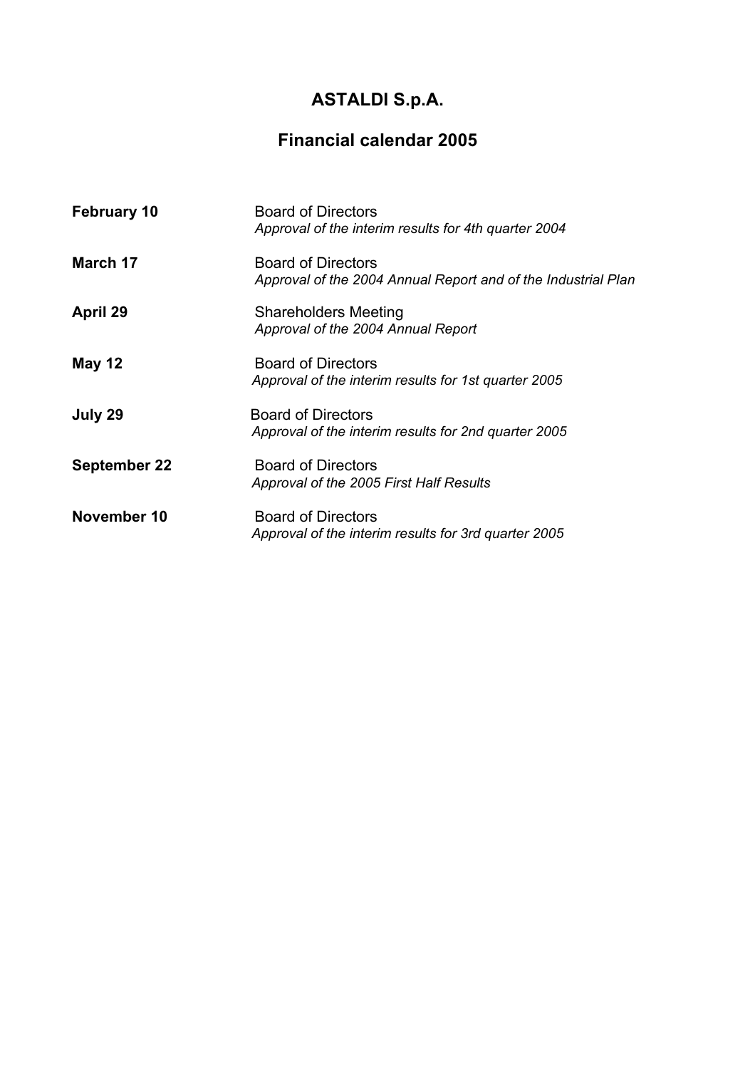# ASTALDI S.p.A.

## Financial calendar 2005

| | |
|---|---|
| **February 10** | Board of Directors<br>*Approval of the interim results for 4th quarter 2004* |
| **March 17** | Board of Directors<br>*Approval of the 2004 Annual Report and of the Industrial Plan* |
| **April 29** | Shareholders Meeting<br>*Approval of the 2004 Annual Report* |
| **May 12** | Board of Directors<br>*Approval of the interim results for 1st quarter 2005* |
| **July 29** | Board of Directors<br>*Approval of the interim results for 2nd quarter 2005* |
| **September 22** | Board of Directors<br>*Approval of the 2005 First Half Results* |
| **November 10** | Board of Directors<br>*Approval of the interim results for 3rd quarter 2005* |